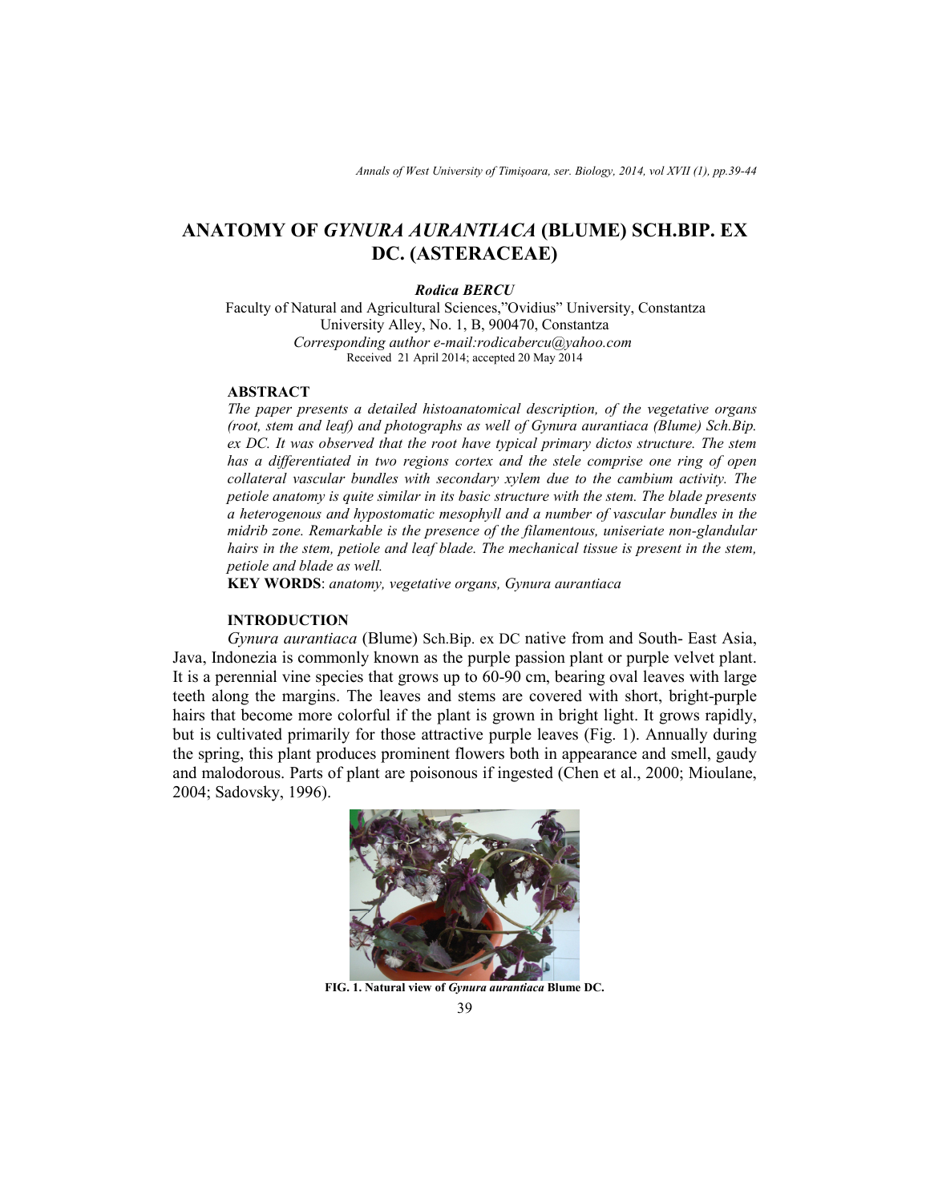# ANATOMY OF *GYNURA AURANTIACA* (BLUME) SCH.BIP. EX DC. (ASTERACEAE)

***Rodica BERCU***

Faculty of Natural and Agricultural Sciences,"Ovidius" University, Constantza
University Alley, No. 1, B, 900470, Constantza
*Corresponding author e-mail:rodicabercu@yahoo.com*
Received 21 April 2014; accepted 20 May 2014

## ABSTRACT

*The paper presents a detailed histoanatomical description, of the vegetative organs (root, stem and leaf) and photographs as well of Gynura aurantiaca (Blume) Sch.Bip. ex DC. It was observed that the root have typical primary dictos structure. The stem has a differentiated in two regions cortex and the stele comprise one ring of open collateral vascular bundles with secondary xylem due to the cambium activity. The petiole anatomy is quite similar in its basic structure with the stem. The blade presents a heterogenous and hypostomatic mesophyll and a number of vascular bundles in the midrib zone. Remarkable is the presence of the filamentous, uniseriate non-glandular hairs in the stem, petiole and leaf blade. The mechanical tissue is present in the stem, petiole and blade as well.*

**KEY WORDS**: *anatomy, vegetative organs, Gynura aurantiaca*

## INTRODUCTION

*Gynura aurantiaca* (Blume) Sch.Bip. ex DC native from and South- East Asia, Java, Indonezia is commonly known as the purple passion plant or purple velvet plant. It is a perennial vine species that grows up to 60-90 cm, bearing oval leaves with large teeth along the margins. The leaves and stems are covered with short, bright-purple hairs that become more colorful if the plant is grown in bright light. It grows rapidly, but is cultivated primarily for those attractive purple leaves (Fig. 1). Annually during the spring, this plant produces prominent flowers both in appearance and smell, gaudy and malodorous. Parts of plant are poisonous if ingested (Chen et al., 2000; Mioulane, 2004; Sadovsky, 1996).

**FIG. 1. Natural view of *Gynura aurantiaca* Blume DC.**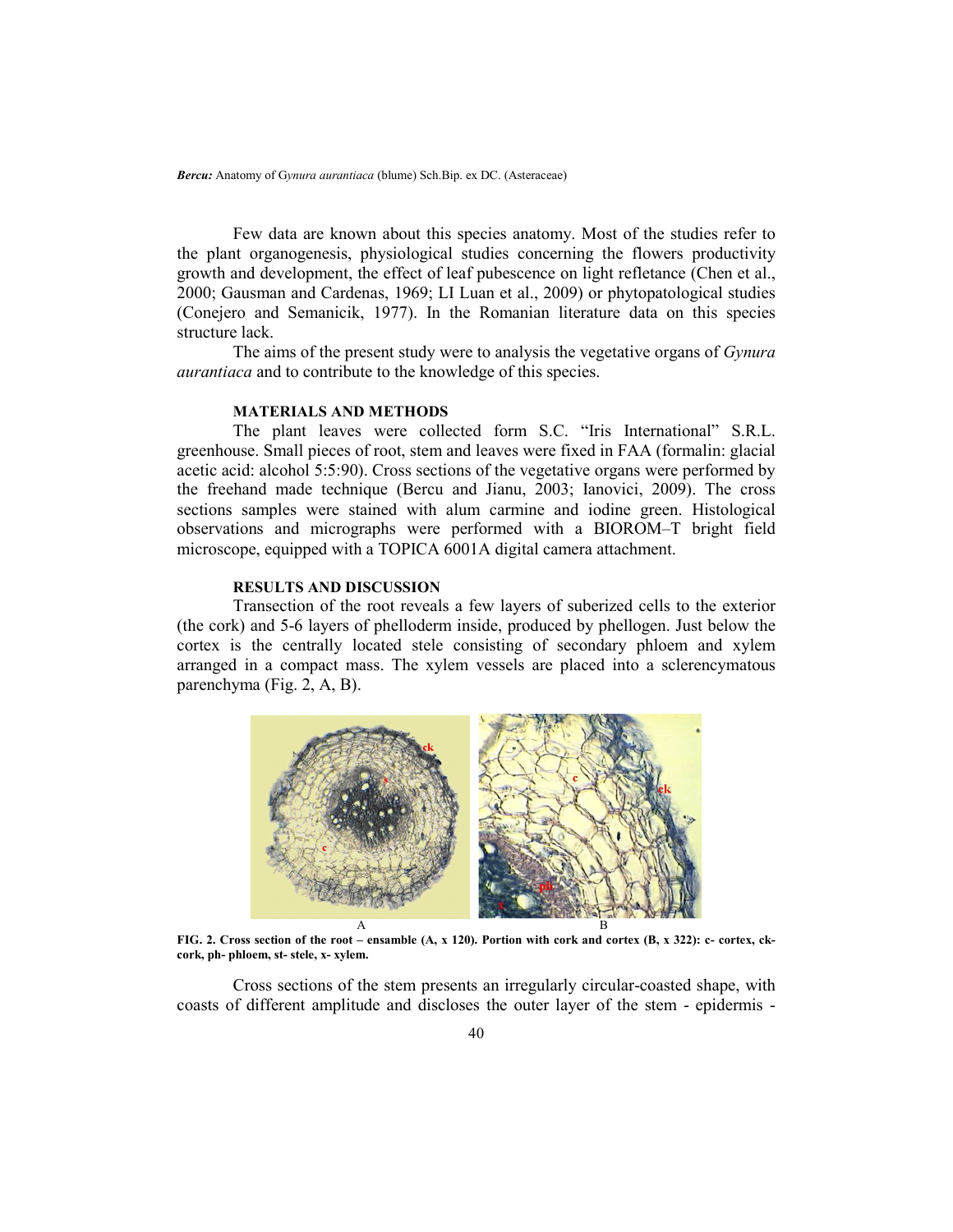Few data are known about this species anatomy. Most of the studies refer to the plant organogenesis, physiological studies concerning the flowers productivity growth and development, the effect of leaf pubescence on light refletance (Chen et al., 2000; Gausman and Cardenas, 1969; LI Luan et al., 2009) or phytopatological studies (Conejero and Semanicik, 1977). In the Romanian literature data on this species structure lack.

The aims of the present study were to analysis the vegetative organs of *Gynura aurantiaca* and to contribute to the knowledge of this species.

### MATERIALS AND METHODS

The plant leaves were collected form S.C. "Iris International" S.R.L. greenhouse. Small pieces of root, stem and leaves were fixed in FAA (formalin: glacial acetic acid: alcohol 5:5:90). Cross sections of the vegetative organs were performed by the freehand made technique (Bercu and Jianu, 2003; Ianovici, 2009). The cross sections samples were stained with alum carmine and iodine green. Histological observations and micrographs were performed with a BIOROM–T bright field microscope, equipped with a TOPICA 6001A digital camera attachment.

### RESULTS AND DISCUSSION

Transection of the root reveals a few layers of suberized cells to the exterior (the cork) and 5-6 layers of phelloderm inside, produced by phellogen. Just below the cortex is the centrally located stele consisting of secondary phloem and xylem arranged in a compact mass. The xylem vessels are placed into a sclerencymatous parenchyma (Fig. 2, A, B).

**FIG. 2. Cross section of the root – ensamble (A, x 120). Portion with cork and cortex (B, x 322): c- cortex, ck- cork, ph- phloem, st- stele, x- xylem.**

Cross sections of the stem presents an irregularly circular-coasted shape, with coasts of different amplitude and discloses the outer layer of the stem - epidermis -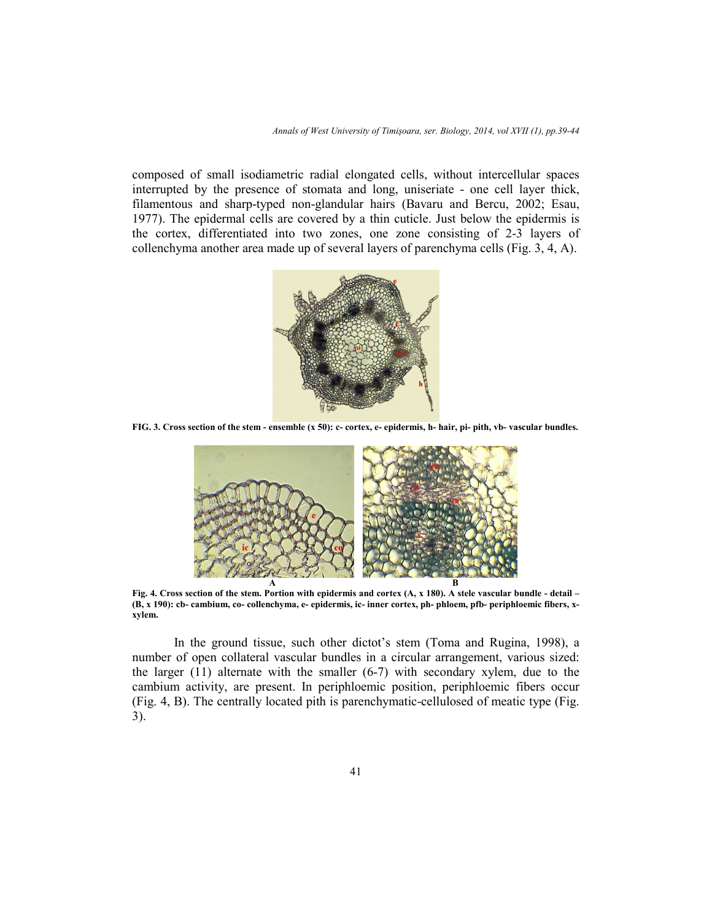composed of small isodiametric radial elongated cells, without intercellular spaces interrupted by the presence of stomata and long, uniseriate - one cell layer thick, filamentous and sharp-typed non-glandular hairs (Bavaru and Bercu, 2002; Esau, 1977). The epidermal cells are covered by a thin cuticle. Just below the epidermis is the cortex, differentiated into two zones, one zone consisting of 2-3 layers of collenchyma another area made up of several layers of parenchyma cells (Fig. 3, 4, A).

**FIG. 3. Cross section of the stem - ensemble (x 50): c- cortex, e- epidermis, h- hair, pi- pith, vb- vascular bundles.**

**Fig. 4. Cross section of the stem. Portion with epidermis and cortex (A, x 180). A stele vascular bundle - detail – (B, x 190): cb- cambium, co- collenchyma, e- epidermis, ic- inner cortex, ph- phloem, pfb- periphloemic fibers, x- xylem.**

In the ground tissue, such other dictot's stem (Toma and Rugina, 1998), a number of open collateral vascular bundles in a circular arrangement, various sized: the larger (11) alternate with the smaller (6-7) with secondary xylem, due to the cambium activity, are present. In periphloemic position, periphloemic fibers occur (Fig. 4, B). The centrally located pith is parenchymatic-cellulosed of meatic type (Fig. 3).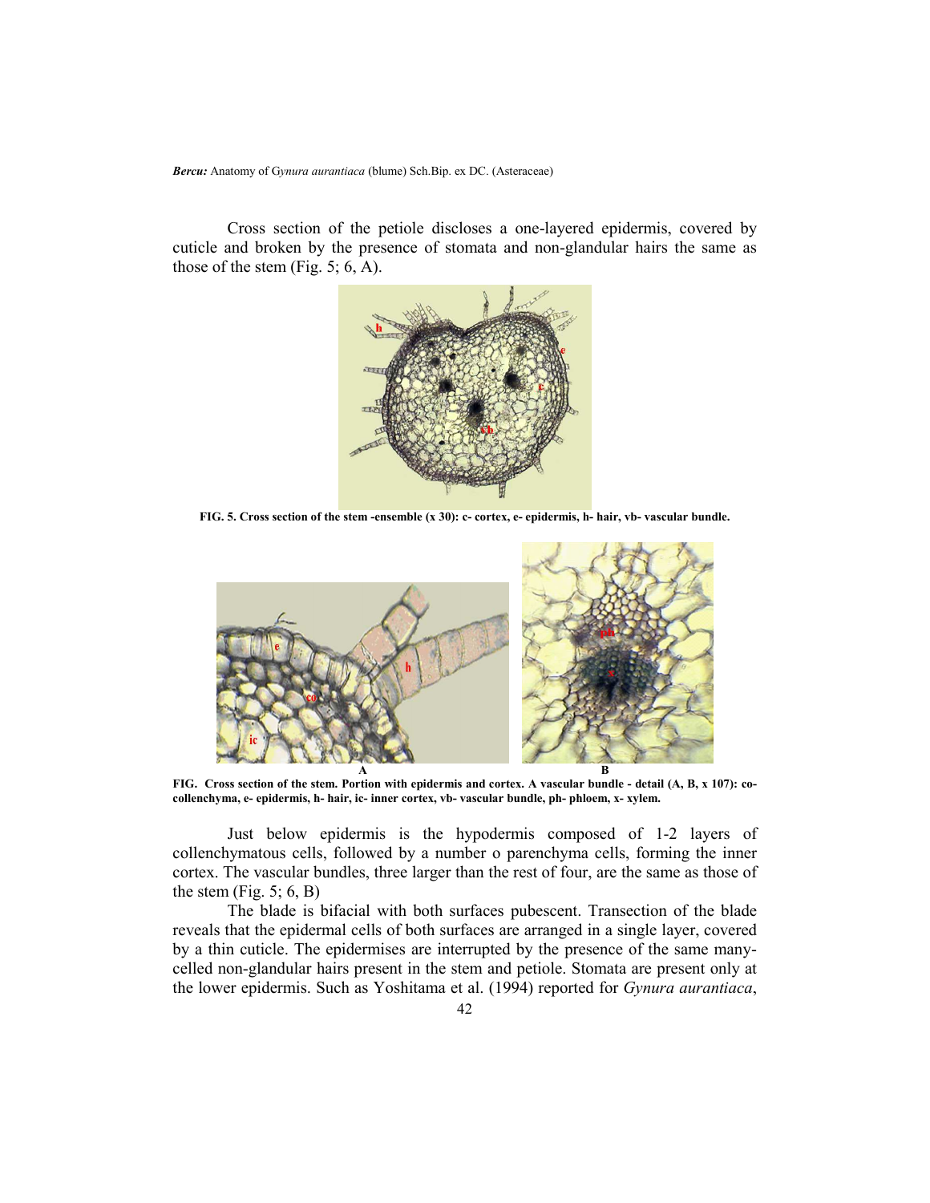Cross section of the petiole discloses a one-layered epidermis, covered by cuticle and broken by the presence of stomata and non-glandular hairs the same as those of the stem (Fig. 5; 6, A).

**FIG. 5. Cross section of the stem -ensemble (x 30): c- cortex, e- epidermis, h- hair, vb- vascular bundle.**

**FIG. Cross section of the stem. Portion with epidermis and cortex. A vascular bundle - detail (A, B, x 107): co- collenchyma, e- epidermis, h- hair, ic- inner cortex, vb- vascular bundle, ph- phloem, x- xylem.**

Just below epidermis is the hypodermis composed of 1-2 layers of collenchymatous cells, followed by a number o parenchyma cells, forming the inner cortex. The vascular bundles, three larger than the rest of four, are the same as those of the stem (Fig. 5; 6, B)

The blade is bifacial with both surfaces pubescent. Transection of the blade reveals that the epidermal cells of both surfaces are arranged in a single layer, covered by a thin cuticle. The epidermises are interrupted by the presence of the same many-celled non-glandular hairs present in the stem and petiole. Stomata are present only at the lower epidermis. Such as Yoshitama et al. (1994) reported for *Gynura aurantiaca*,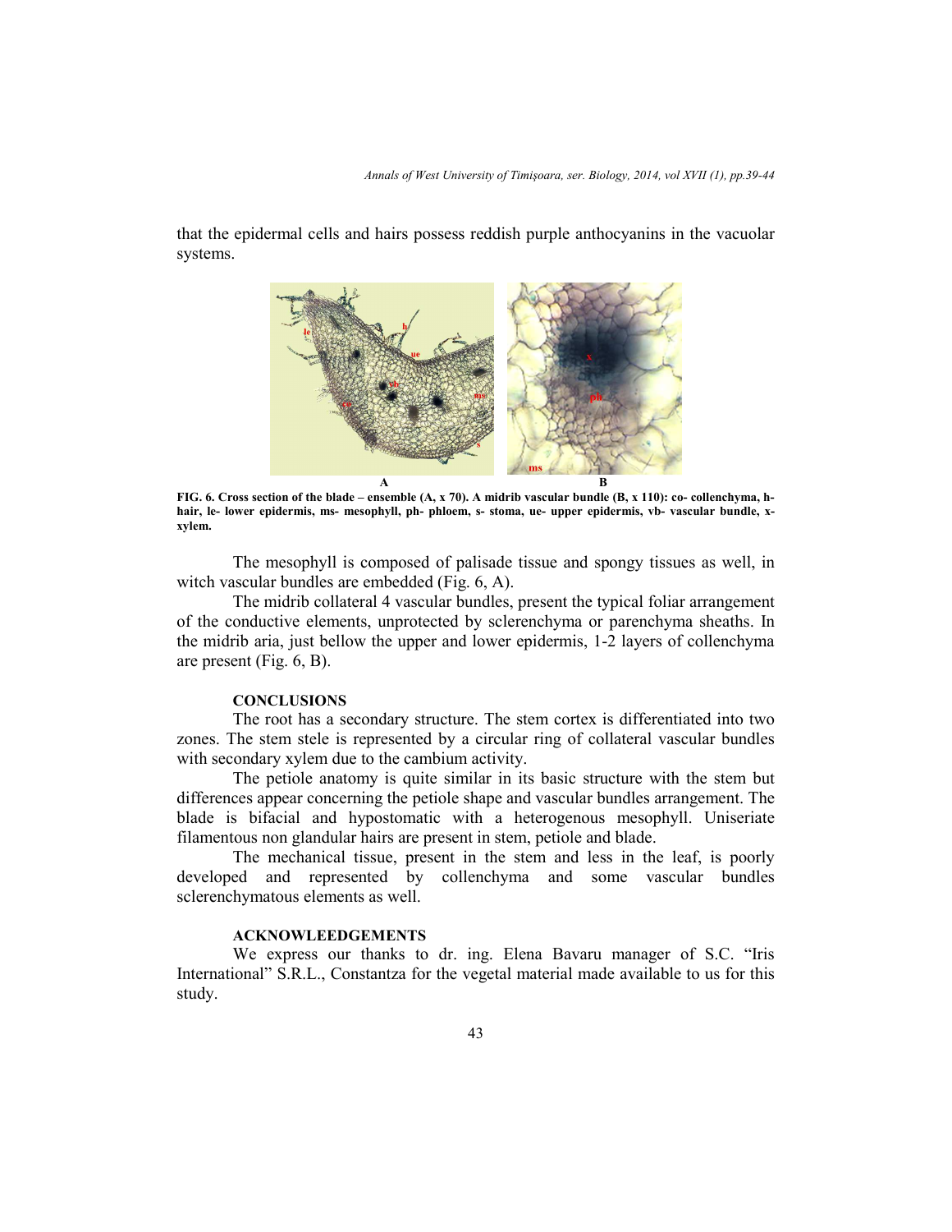that the epidermal cells and hairs possess reddish purple anthocyanins in the vacuolar systems.

**FIG. 6. Cross section of the blade – ensemble (A, x 70). A midrib vascular bundle (B, x 110): co- collenchyma, h- hair, le- lower epidermis, ms- mesophyll, ph- phloem, s- stoma, ue- upper epidermis, vb- vascular bundle, x- xylem.**

The mesophyll is composed of palisade tissue and spongy tissues as well, in witch vascular bundles are embedded (Fig. 6, A).

The midrib collateral 4 vascular bundles, present the typical foliar arrangement of the conductive elements, unprotected by sclerenchyma or parenchyma sheaths. In the midrib aria, just bellow the upper and lower epidermis, 1-2 layers of collenchyma are present (Fig. 6, B).

## CONCLUSIONS

The root has a secondary structure. The stem cortex is differentiated into two zones. The stem stele is represented by a circular ring of collateral vascular bundles with secondary xylem due to the cambium activity.

The petiole anatomy is quite similar in its basic structure with the stem but differences appear concerning the petiole shape and vascular bundles arrangement. The blade is bifacial and hypostomatic with a heterogenous mesophyll. Uniseriate filamentous non glandular hairs are present in stem, petiole and blade.

The mechanical tissue, present in the stem and less in the leaf, is poorly developed and represented by collenchyma and some vascular bundles sclerenchymatous elements as well.

## ACKNOWLEEDGEMENTS

We express our thanks to dr. ing. Elena Bavaru manager of S.C. "Iris International" S.R.L., Constantza for the vegetal material made available to us for this study.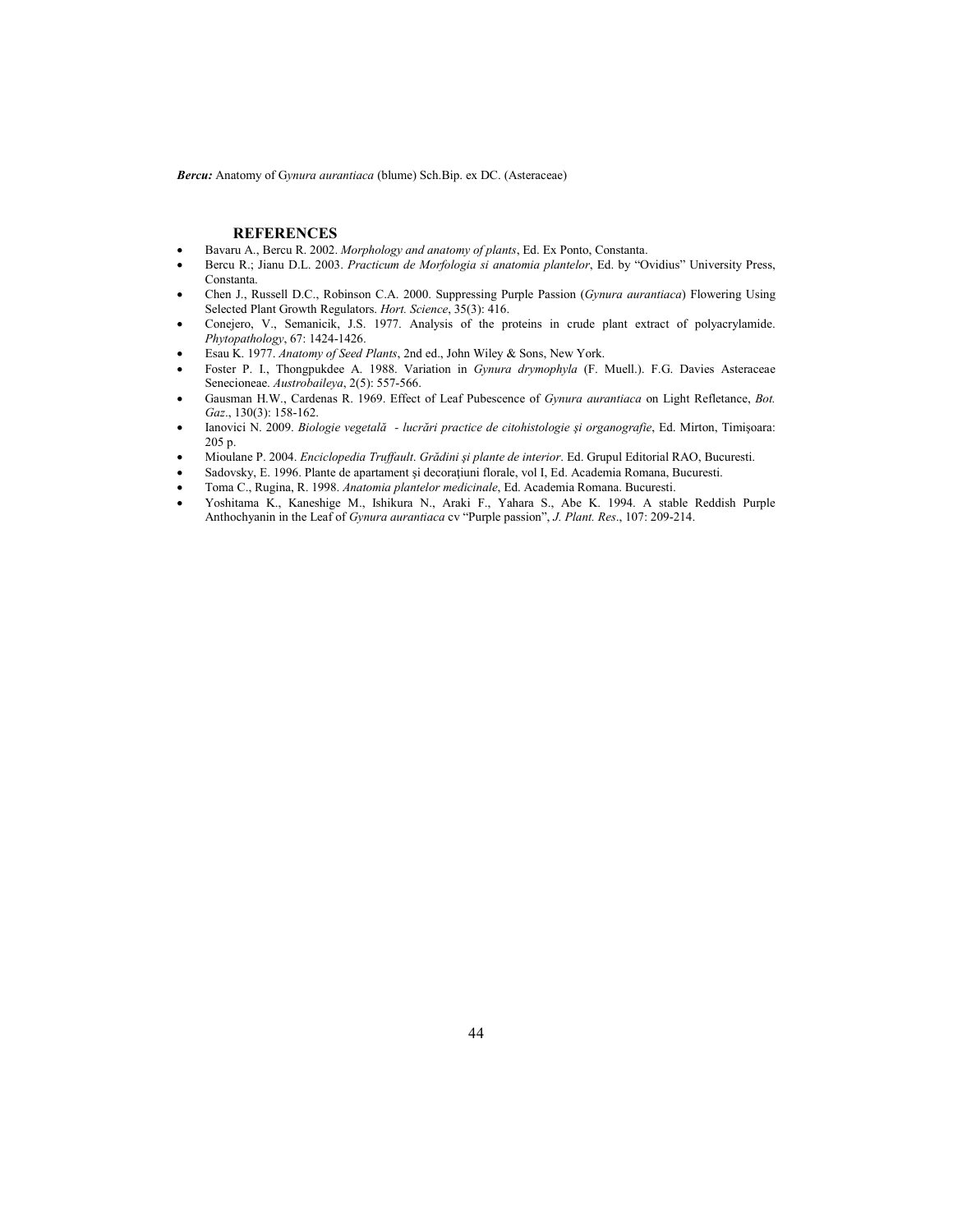## REFERENCES

- Bavaru A., Bercu R. 2002. *Morphology and anatomy of plants*, Ed. Ex Ponto, Constanta.
- Bercu R.; Jianu D.L. 2003. *Practicum de Morfologia si anatomia plantelor*, Ed. by "Ovidius" University Press, Constanta.
- Chen J., Russell D.C., Robinson C.A. 2000. Suppressing Purple Passion (*Gynura aurantiaca*) Flowering Using Selected Plant Growth Regulators. *Hort. Science*, 35(3): 416.
- Conejero, V., Semanicik, J.S. 1977. Analysis of the proteins in crude plant extract of polyacrylamide. *Phytopathology*, 67: 1424-1426.
- Esau K. 1977. *Anatomy of Seed Plants*, 2nd ed., John Wiley & Sons, New York.
- Foster P. I., Thongpukdee A. 1988. Variation in *Gynura drymophyla* (F. Muell.). F.G. Davies Asteraceae Senecioneae. *Austrobaileya*, 2(5): 557-566.
- Gausman H.W., Cardenas R. 1969. Effect of Leaf Pubescence of *Gynura aurantiaca* on Light Refletance, *Bot. Gaz*., 130(3): 158-162.
- Ianovici N. 2009. *Biologie vegetală - lucrări practice de citohistologie şi organografie*, Ed. Mirton, Timişoara: 205 p.
- Mioulane P. 2004. *Enciclopedia Truffault*. *Grădini şi plante de interior*. Ed. Grupul Editorial RAO, Bucuresti.
- Sadovsky, E. 1996. Plante de apartament şi decoraţiuni florale, vol I, Ed. Academia Romana, Bucuresti.
- Toma C., Rugina, R. 1998. *Anatomia plantelor medicinale*, Ed. Academia Romana. Bucuresti.
- Yoshitama K., Kaneshige M., Ishikura N., Araki F., Yahara S., Abe K. 1994. A stable Reddish Purple Anthochyanin in the Leaf of *Gynura aurantiaca* cv "Purple passion", *J. Plant. Res*., 107: 209-214.